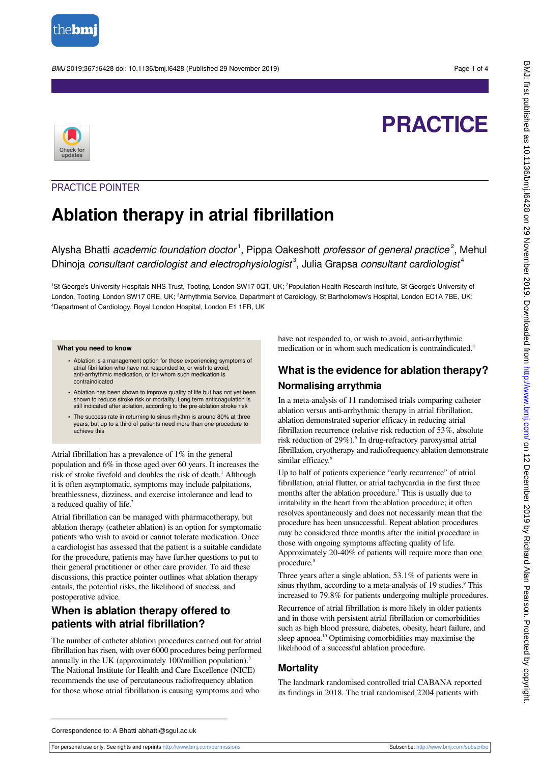PRACTICE

PRACTICE POINTER

# Ablation therapy in atrial fibrillation

Alysha Bhatti *academic foundation doctor*[1], Pippa Oakeshott *professor of general practice*[2], Mehul Dhinoja *consultant cardiologist and electrophysiologist*[3], Julia Grapsa *consultant cardiologist*[4]

[1]St George's University Hospitals NHS Trust, Tooting, London SW17 0QT, UK; [2]Population Health Research Institute, St George's University of London, Tooting, London SW17 0RE, UK; [3]Arrhythmia Service, Department of Cardiology, St Bartholomew's Hospital, London EC1A 7BE, UK; [4]Department of Cardiology, Royal London Hospital, London E1 1FR, UK

**What you need to know**

- Ablation is a management option for those experiencing symptoms of atrial fibrillation who have not responded to, or wish to avoid, anti-arrhythmic medication, or for whom such medication is contraindicated
- Ablation has been shown to improve quality of life but has not yet been shown to reduce stroke risk or mortality. Long term anticoagulation is still indicated after ablation, according to the pre-ablation stroke risk
- The success rate in returning to sinus rhythm is around 80% at three years, but up to a third of patients need more than one procedure to achieve this

Atrial fibrillation has a prevalence of 1% in the general population and 6% in those aged over 60 years. It increases the risk of stroke fivefold and doubles the risk of death.[1] Although it is often asymptomatic, symptoms may include palpitations, breathlessness, dizziness, and exercise intolerance and lead to a reduced quality of life.[2]

Atrial fibrillation can be managed with pharmacotherapy, but ablation therapy (catheter ablation) is an option for symptomatic patients who wish to avoid or cannot tolerate medication. Once a cardiologist has assessed that the patient is a suitable candidate for the procedure, patients may have further questions to put to their general practitioner or other care provider. To aid these discussions, this practice pointer outlines what ablation therapy entails, the potential risks, the likelihood of success, and postoperative advice.

## When is ablation therapy offered to patients with atrial fibrillation?

The number of catheter ablation procedures carried out for atrial fibrillation has risen, with over 6000 procedures being performed annually in the UK (approximately 100/million population).[3] The National Institute for Health and Care Excellence (NICE) recommends the use of percutaneous radiofrequency ablation for those whose atrial fibrillation is causing symptoms and who have not responded to, or wish to avoid, anti-arrhythmic medication or in whom such medication is contraindicated.[4]

## What is the evidence for ablation therapy?

### Normalising arrythmia

In a meta-analysis of 11 randomised trials comparing catheter ablation versus anti-arrhythmic therapy in atrial fibrillation, ablation demonstrated superior efficacy in reducing atrial fibrillation recurrence (relative risk reduction of 53%, absolute risk reduction of 29%).[5] In drug-refractory paroxysmal atrial fibrillation, cryotherapy and radiofrequency ablation demonstrate similar efficacy.[6]

Up to half of patients experience "early recurrence" of atrial fibrillation, atrial flutter, or atrial tachycardia in the first three months after the ablation procedure.[7] This is usually due to irritability in the heart from the ablation procedure; it often resolves spontaneously and does not necessarily mean that the procedure has been unsuccessful. Repeat ablation procedures may be considered three months after the initial procedure in those with ongoing symptoms affecting quality of life. Approximately 20-40% of patients will require more than one procedure.[8]

Three years after a single ablation, 53.1% of patients were in sinus rhythm, according to a meta-analysis of 19 studies.[9] This increased to 79.8% for patients undergoing multiple procedures.

Recurrence of atrial fibrillation is more likely in older patients and in those with persistent atrial fibrillation or comorbidities such as high blood pressure, diabetes, obesity, heart failure, and sleep apnoea.[10] Optimising comorbidities may maximise the likelihood of a successful ablation procedure.

### Mortality

The landmark randomised controlled trial CABANA reported its findings in 2018. The trial randomised 2204 patients with

Correspondence to: A Bhatti abhatti@sgul.ac.uk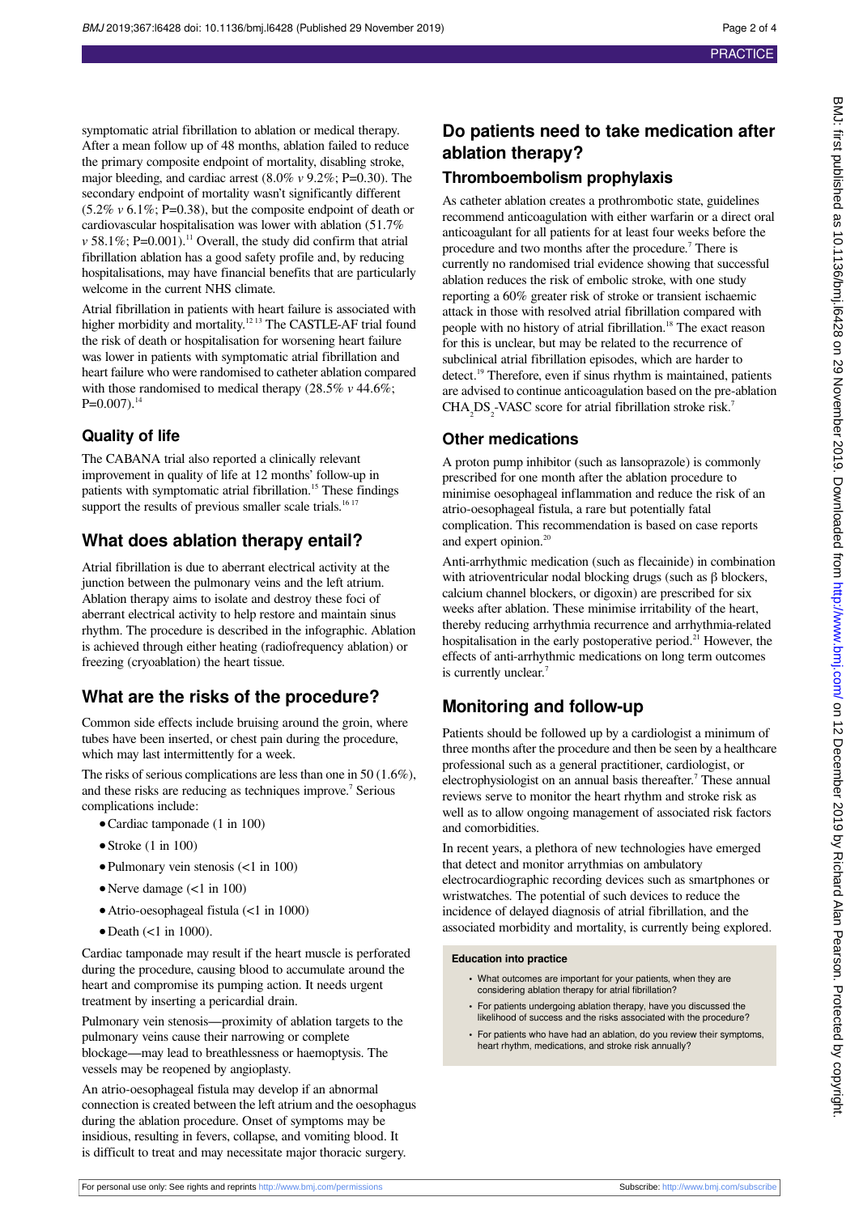symptomatic atrial fibrillation to ablation or medical therapy. After a mean follow up of 48 months, ablation failed to reduce the primary composite endpoint of mortality, disabling stroke, major bleeding, and cardiac arrest (8.0% *v* 9.2%; P=0.30). The secondary endpoint of mortality wasn't significantly different (5.2% *v* 6.1%; P=0.38), but the composite endpoint of death or cardiovascular hospitalisation was lower with ablation (51.7% *v* 58.1%; P=0.001).[11] Overall, the study did confirm that atrial fibrillation ablation has a good safety profile and, by reducing hospitalisations, may have financial benefits that are particularly welcome in the current NHS climate.

Atrial fibrillation in patients with heart failure is associated with higher morbidity and mortality.[12,13] The CASTLE-AF trial found the risk of death or hospitalisation for worsening heart failure was lower in patients with symptomatic atrial fibrillation and heart failure who were randomised to catheter ablation compared with those randomised to medical therapy (28.5% *v* 44.6%; P=0.007).[14]

### Quality of life

The CABANA trial also reported a clinically relevant improvement in quality of life at 12 months' follow-up in patients with symptomatic atrial fibrillation.[15] These findings support the results of previous smaller scale trials.[16,17]

## What does ablation therapy entail?

Atrial fibrillation is due to aberrant electrical activity at the junction between the pulmonary veins and the left atrium. Ablation therapy aims to isolate and destroy these foci of aberrant electrical activity to help restore and maintain sinus rhythm. The procedure is described in the infographic. Ablation is achieved through either heating (radiofrequency ablation) or freezing (cryoablation) the heart tissue.

## What are the risks of the procedure?

Common side effects include bruising around the groin, where tubes have been inserted, or chest pain during the procedure, which may last intermittently for a week.

The risks of serious complications are less than one in 50 (1.6%), and these risks are reducing as techniques improve.[7] Serious complications include:

- Cardiac tamponade (1 in 100)
- Stroke (1 in 100)
- Pulmonary vein stenosis (<1 in 100)
- Nerve damage (<1 in 100)
- Atrio-oesophageal fistula (<1 in 1000)
- Death (<1 in 1000).

Cardiac tamponade may result if the heart muscle is perforated during the procedure, causing blood to accumulate around the heart and compromise its pumping action. It needs urgent treatment by inserting a pericardial drain.

Pulmonary vein stenosis—proximity of ablation targets to the pulmonary veins cause their narrowing or complete blockage—may lead to breathlessness or haemoptysis. The vessels may be reopened by angioplasty.

An atrio-oesophageal fistula may develop if an abnormal connection is created between the left atrium and the oesophagus during the ablation procedure. Onset of symptoms may be insidious, resulting in fevers, collapse, and vomiting blood. It is difficult to treat and may necessitate major thoracic surgery.

## Do patients need to take medication after ablation therapy?

### Thromboembolism prophylaxis

As catheter ablation creates a prothrombotic state, guidelines recommend anticoagulation with either warfarin or a direct oral anticoagulant for all patients for at least four weeks before the procedure and two months after the procedure.[7] There is currently no randomised trial evidence showing that successful ablation reduces the risk of embolic stroke, with one study reporting a 60% greater risk of stroke or transient ischaemic attack in those with resolved atrial fibrillation compared with people with no history of atrial fibrillation.[18] The exact reason for this is unclear, but may be related to the recurrence of subclinical atrial fibrillation episodes, which are harder to detect.[19] Therefore, even if sinus rhythm is maintained, patients are advised to continue anticoagulation based on the pre-ablation $CHA_2DS_2$-VASC score for atrial fibrillation stroke risk.[7]

### Other medications

A proton pump inhibitor (such as lansoprazole) is commonly prescribed for one month after the ablation procedure to minimise oesophageal inflammation and reduce the risk of an atrio-oesophageal fistula, a rare but potentially fatal complication. This recommendation is based on case reports and expert opinion.[20]

Anti-arrhythmic medication (such as flecainide) in combination with atrioventricular nodal blocking drugs (such as β blockers, calcium channel blockers, or digoxin) are prescribed for six weeks after ablation. These minimise irritability of the heart, thereby reducing arrhythmia recurrence and arrhythmia-related hospitalisation in the early postoperative period.[21] However, the effects of anti-arrhythmic medications on long term outcomes is currently unclear.[7]

## Monitoring and follow-up

Patients should be followed up by a cardiologist a minimum of three months after the procedure and then be seen by a healthcare professional such as a general practitioner, cardiologist, or electrophysiologist on an annual basis thereafter.[7] These annual reviews serve to monitor the heart rhythm and stroke risk as well as to allow ongoing management of associated risk factors and comorbidities.

In recent years, a plethora of new technologies have emerged that detect and monitor arrythmias on ambulatory electrocardiographic recording devices such as smartphones or wristwatches. The potential of such devices to reduce the incidence of delayed diagnosis of atrial fibrillation, and the associated morbidity and mortality, is currently being explored.

**Education into practice**

- What outcomes are important for your patients, when they are considering ablation therapy for atrial fibrillation?
- For patients undergoing ablation therapy, have you discussed the likelihood of success and the risks associated with the procedure?
- For patients who have had an ablation, do you review their symptoms, heart rhythm, medications, and stroke risk annually?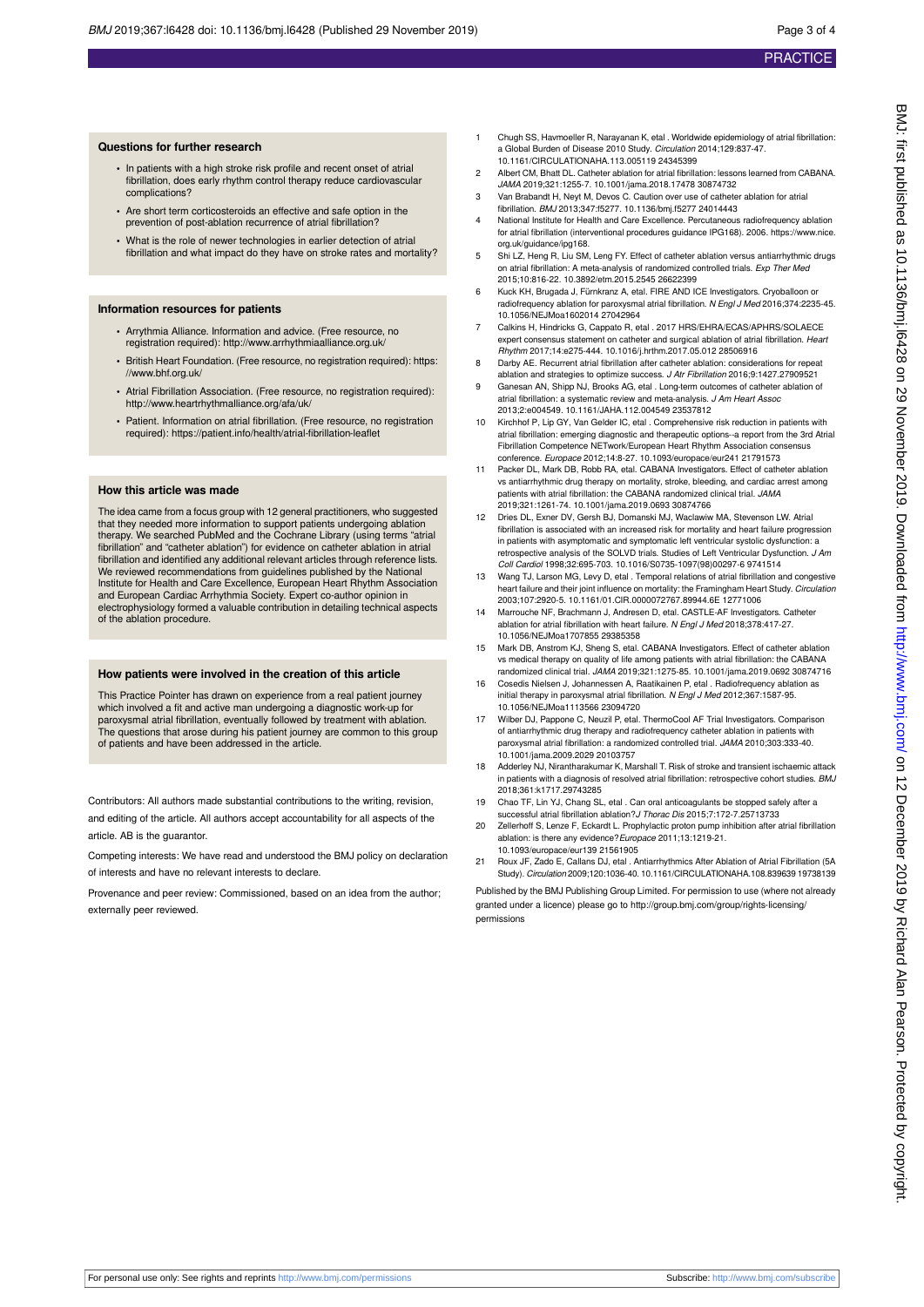### Questions for further research

- In patients with a high stroke risk profile and recent onset of atrial fibrillation, does early rhythm control therapy reduce cardiovascular complications?
- Are short term corticosteroids an effective and safe option in the prevention of post-ablation recurrence of atrial fibrillation?
- What is the role of newer technologies in earlier detection of atrial fibrillation and what impact do they have on stroke rates and mortality?

### Information resources for patients

- Arrythmia Alliance. Information and advice. (Free resource, no registration required): http://www.arrhythmiaalliance.org.uk/
- British Heart Foundation. (Free resource, no registration required): https://www.bhf.org.uk/
- Atrial Fibrillation Association. (Free resource, no registration required): http://www.heartrhythmalliance.org/afa/uk/
- Patient. Information on atrial fibrillation. (Free resource, no registration required): https://patient.info/health/atrial-fibrillation-leaflet

### How this article was made

The idea came from a focus group with 12 general practitioners, who suggested that they needed more information to support patients undergoing ablation therapy. We searched PubMed and the Cochrane Library (using terms "atrial fibrillation" and "catheter ablation") for evidence on catheter ablation in atrial fibrillation and identified any additional relevant articles through reference lists. We reviewed recommendations from guidelines published by the National Institute for Health and Care Excellence, European Heart Rhythm Association and European Cardiac Arrhythmia Society. Expert co-author opinion in electrophysiology formed a valuable contribution in detailing technical aspects of the ablation procedure.

### How patients were involved in the creation of this article

This Practice Pointer has drawn on experience from a real patient journey which involved a fit and active man undergoing a diagnostic work-up for paroxysmal atrial fibrillation, eventually followed by treatment with ablation. The questions that arose during his patient journey are common to this group of patients and have been addressed in the article.

Contributors: All authors made substantial contributions to the writing, revision, and editing of the article. All authors accept accountability for all aspects of the article. AB is the guarantor.

Competing interests: We have read and understood the BMJ policy on declaration of interests and have no relevant interests to declare.

Provenance and peer review: Commissioned, based on an idea from the author; externally peer reviewed.

1. Chugh SS, Havmoeller R, Narayanan K, etal . Worldwide epidemiology of atrial fibrillation: a Global Burden of Disease 2010 Study. *Circulation* 2014;129:837-47. 10.1161/CIRCULATIONAHA.113.005119 24345399
2. Albert CM, Bhatt DL. Catheter ablation for atrial fibrillation: lessons learned from CABANA. *JAMA* 2019;321:1255-7. 10.1001/jama.2018.17478 30874732
3. Van Brabandt H, Neyt M, Devos C. Caution over use of catheter ablation for atrial fibrillation. *BMJ* 2013;347:f5277. 10.1136/bmj.f5277 24014443
4. National Institute for Health and Care Excellence. Percutaneous radiofrequency ablation for atrial fibrillation (interventional procedures guidance IPG168). 2006. https://www.nice.org.uk/guidance/ipg168.
5. Shi LZ, Heng R, Liu SM, Leng FY. Effect of catheter ablation versus antiarrhythmic drugs on atrial fibrillation: A meta-analysis of randomized controlled trials. *Exp Ther Med* 2015;10:816-22. 10.3892/etm.2015.2545 26622399
6. Kuck KH, Brugada J, Fürnkranz A, etal. FIRE AND ICE Investigators. Cryoballoon or radiofrequency ablation for paroxysmal atrial fibrillation. *N Engl J Med* 2016;374:2235-45. 10.1056/NEJMoa1602014 27042964
7. Calkins H, Hindricks G, Cappato R, etal . 2017 HRS/EHRA/ECAS/APHRS/SOLAECE expert consensus statement on catheter and surgical ablation of atrial fibrillation. *Heart Rhythm* 2017;14:e275-444. 10.1016/j.hrthm.2017.05.012 28506916
8. Darby AE. Recurrent atrial fibrillation after catheter ablation: considerations for repeat ablation and strategies to optimize success. *J Atr Fibrillation* 2016;9:1427.27909521
9. Ganesan AN, Shipp NJ, Brooks AG, etal . Long-term outcomes of catheter ablation of atrial fibrillation: a systematic review and meta-analysis. *J Am Heart Assoc* 2013;2:e004549. 10.1161/JAHA.112.004549 23537812
10. Kirchhof P, Lip GY, Van Gelder IC, etal . Comprehensive risk reduction in patients with atrial fibrillation: emerging diagnostic and therapeutic options--a report from the 3rd Atrial Fibrillation Competence NETwork/European Heart Rhythm Association consensus conference. *Europace* 2012;14:8-27. 10.1093/europace/eur241 21791573
11. Packer DL, Mark DB, Robb RA, etal. CABANA Investigators. Effect of catheter ablation vs antiarrhythmic drug therapy on mortality, stroke, bleeding, and cardiac arrest among patients with atrial fibrillation: the CABANA randomized clinical trial. *JAMA* 2019;321:1261-74. 10.1001/jama.2019.0693 30874766
12. Dries DL, Exner DV, Gersh BJ, Domanski MJ, Waclawiw MA, Stevenson LW. Atrial fibrillation is associated with an increased risk for mortality and heart failure progression in patients with asymptomatic and symptomatic left ventricular systolic dysfunction: a retrospective analysis of the SOLVD trials. Studies of Left Ventricular Dysfunction. *J Am Coll Cardiol* 1998;32:695-703. 10.1016/S0735-1097(98)00297-6 9741514
13. Wang TJ, Larson MG, Levy D, etal . Temporal relations of atrial fibrillation and congestive heart failure and their joint influence on mortality: the Framingham Heart Study. *Circulation* 2003;107:2920-5. 10.1161/01.CIR.0000072767.89944.6E 12771006
14. Marrouche NF, Brachmann J, Andresen D, etal. CASTLE-AF Investigators. Catheter ablation for atrial fibrillation with heart failure. *N Engl J Med* 2018;378:417-27. 10.1056/NEJMoa1707855 29385358
15. Mark DB, Anstrom KJ, Sheng S, etal. CABANA Investigators. Effect of catheter ablation vs medical therapy on quality of life among patients with atrial fibrillation: the CABANA randomized clinical trial. *JAMA* 2019;321:1275-85. 10.1001/jama.2019.0692 30874716
16. Cosedis Nielsen J, Johannessen A, Raatikainen P, etal . Radiofrequency ablation as initial therapy in paroxysmal atrial fibrillation. *N Engl J Med* 2012;367:1587-95. 10.1056/NEJMoa1113566 23094720
17. Wilber DJ, Pappone C, Neuzil P, etal. ThermoCool AF Trial Investigators. Comparison of antiarrhythmic drug therapy and radiofrequency catheter ablation in patients with paroxysmal atrial fibrillation: a randomized controlled trial. *JAMA* 2010;303:333-40. 10.1001/jama.2009.2029 20103757
18. Adderley NJ, Nirantharakumar K, Marshall T. Risk of stroke and transient ischaemic attack in patients with a diagnosis of resolved atrial fibrillation: retrospective cohort studies. *BMJ* 2018;361:k1717.29743285
19. Chao TF, Lin YJ, Chang SL, etal . Can oral anticoagulants be stopped safely after a successful atrial fibrillation ablation?*J Thorac Dis* 2015;7:172-7.25713733
20. Zellerhoff S, Lenze F, Eckardt L. Prophylactic proton pump inhibition after atrial fibrillation ablation: is there any evidence?*Europace* 2011;13:1219-21. 10.1093/europace/eur139 21561905
21. Roux JF, Zado E, Callans DJ, etal . Antiarrhythmics After Ablation of Atrial Fibrillation (5A Study). *Circulation* 2009;120:1036-40. 10.1161/CIRCULATIONAHA.108.839639 19738139

Published by the BMJ Publishing Group Limited. For permission to use (where not already granted under a licence) please go to http://group.bmj.com/group/rights-licensing/permissions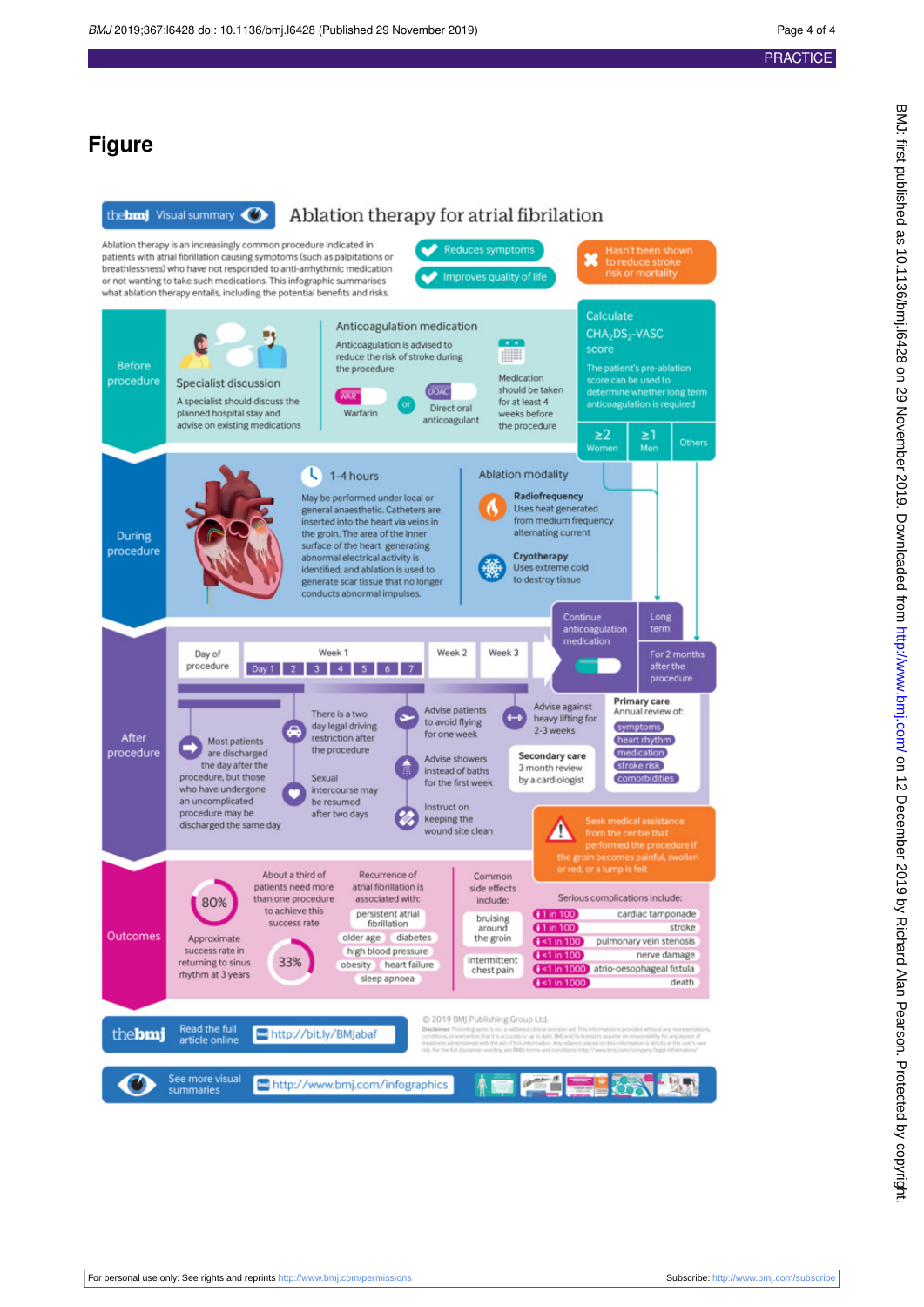## Figure

thebmj Visual summary

# Ablation therapy for atrial fibrillation

Ablation therapy is an increasingly common procedure indicated in patients with atrial fibrillation causing symptoms (such as palpitations or breathlessness) who have not responded to anti-arrhythmic medication or not wanting to take such medications. This infographic summarises what ablation therapy entails, including the potential benefits and risks.

✔ Reduces symptoms

✔ Improves quality of life

✖ Hasn't been shown to reduce stroke risk or mortality

### Before procedure

**Specialist discussion**

A specialist should discuss the planned hospital stay and advise on existing medications

**Anticoagulation medication**

Anticoagulation is advised to reduce the risk of stroke during the procedure

WAR Warfarin or DOAC Direct oral anticoagulant

Medication should be taken for at least 4 weeks before the procedure

**Calculate $CHA_2DS_2$-VASC score**

The patient's pre-ablation score can be used to determine whether long term anticoagulation is required

≥2 Women | ≥1 Men | Others

### During procedure

**1-4 hours**

May be performed under local or general anaesthetic. Catheters are inserted into the heart via veins in the groin. The area of the inner surface of the heart generating abnormal electrical activity is identified, and ablation is used to generate scar tissue that no longer conducts abnormal impulses.

**Ablation modality**

**Radiofrequency** Uses heat generated from medium frequency alternating current

**Cryotherapy** Uses extreme cold to destroy tissue

### After procedure

Day of procedure | Week 1 (Day 1, 2, 3, 4, 5, 6, 7) | Week 2 | Week 3

Continue anticoagulation medication — Long term / For 2 months after the procedure

Most patients are discharged the day after the procedure, but those who have undergone an uncomplicated procedure may be discharged the same day

There is a two day legal driving restriction after the procedure

Sexual intercourse may be resumed after two days

Advise patients to avoid flying for one week

Advise showers instead of baths for the first week

Instruct on keeping the wound site clean

Advise against heavy lifting for 2-3 weeks

**Secondary care** 3 month review by a cardiologist

**Primary care** Annual review of: symptoms, heart rhythm, medication, stroke risk, comorbidities

⚠ Seek medical assistance from the centre that performed the procedure if the groin becomes painful, swollen or red, or a lump is felt

### Outcomes

80% — Approximate success rate in returning to sinus rhythm at 3 years

33% — About a third of patients need more than one procedure to achieve this success rate

Recurrence of atrial fibrillation is associated with: persistent atrial fibrillation, older age, diabetes, high blood pressure, obesity, heart failure, sleep apnoea

Common side effects include: bruising around the groin, intermittent chest pain

Serious complications include:

- 1 in 100 — cardiac tamponade
- 1 in 100 — stroke
- <1 in 100 — pulmonary vein stenosis
- <1 in 100 — nerve damage
- <1 in 1000 — atrio-oesophageal fistula
- <1 in 1000 — death

thebmj Read the full article online http://bit.ly/BMJabaf

© 2019 BMJ Publishing Group Ltd.

See more visual summaries http://www.bmj.com/infographics